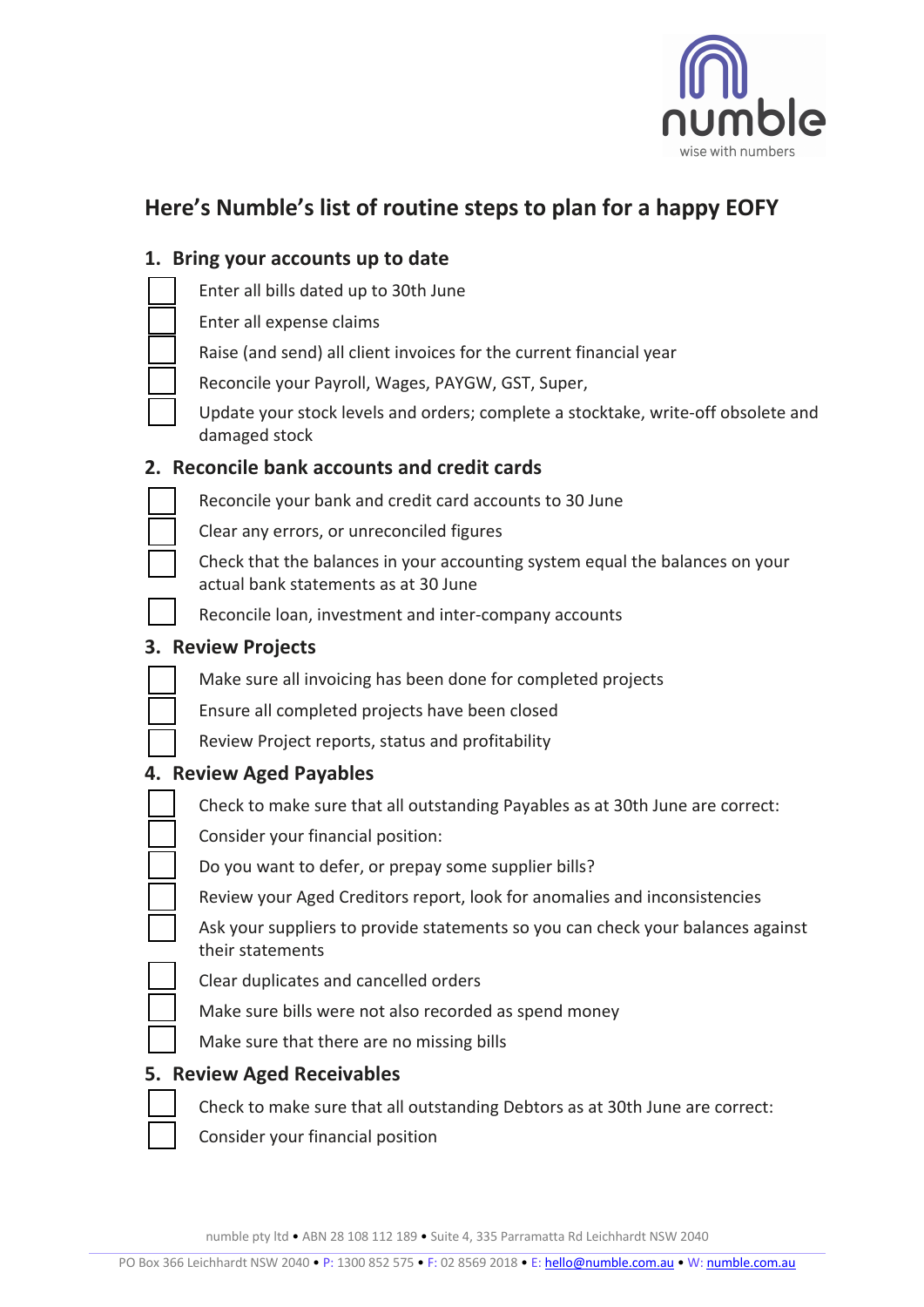numble
wise with numbers

# Here's Numble's list of routine steps to plan for a happy EOFY

## 1. Bring your accounts up to date

- [ ] Enter all bills dated up to 30th June
- [ ] Enter all expense claims
- [ ] Raise (and send) all client invoices for the current financial year
- [ ] Reconcile your Payroll, Wages, PAYGW, GST, Super,
- [ ] Update your stock levels and orders; complete a stocktake, write-off obsolete and damaged stock

## 2. Reconcile bank accounts and credit cards

- [ ] Reconcile your bank and credit card accounts to 30 June
- [ ] Clear any errors, or unreconciled figures
- [ ] Check that the balances in your accounting system equal the balances on your actual bank statements as at 30 June
- [ ] Reconcile loan, investment and inter-company accounts

## 3. Review Projects

- [ ] Make sure all invoicing has been done for completed projects
- [ ] Ensure all completed projects have been closed
- [ ] Review Project reports, status and profitability

## 4. Review Aged Payables

- [ ] Check to make sure that all outstanding Payables as at 30th June are correct:
- [ ] Consider your financial position:
- [ ] Do you want to defer, or prepay some supplier bills?
- [ ] Review your Aged Creditors report, look for anomalies and inconsistencies
- [ ] Ask your suppliers to provide statements so you can check your balances against their statements
- [ ] Clear duplicates and cancelled orders
- [ ] Make sure bills were not also recorded as spend money
- [ ] Make sure that there are no missing bills

## 5. Review Aged Receivables

- [ ] Check to make sure that all outstanding Debtors as at 30th June are correct:
- [ ] Consider your financial position

numble pty ltd • ABN 28 108 112 189 • Suite 4, 335 Parramatta Rd Leichhardt NSW 2040

PO Box 366 Leichhardt NSW 2040 • P: 1300 852 575 • F: 02 8569 2018 • E: hello@numble.com.au • W: numble.com.au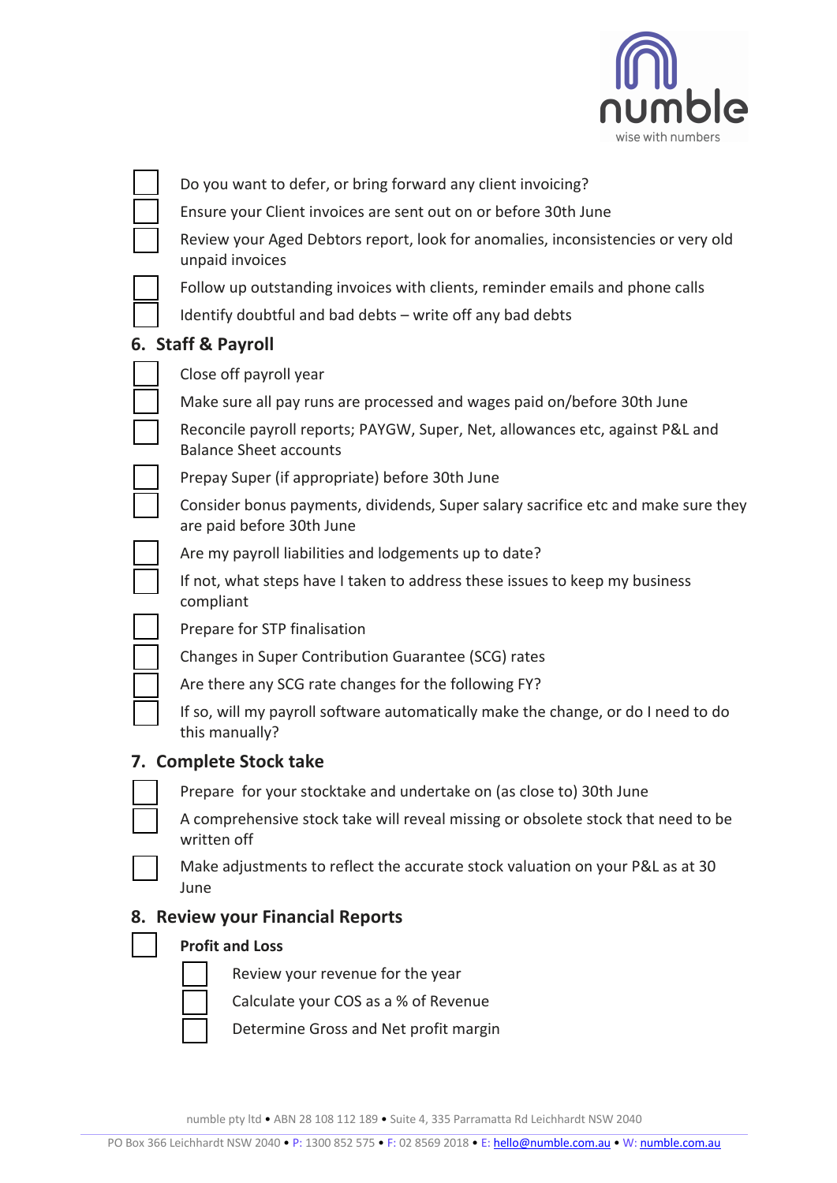- [ ] Do you want to defer, or bring forward any client invoicing?
- [ ] Ensure your Client invoices are sent out on or before 30th June
- [ ] Review your Aged Debtors report, look for anomalies, inconsistencies or very old unpaid invoices
- [ ] Follow up outstanding invoices with clients, reminder emails and phone calls
- [ ] Identify doubtful and bad debts – write off any bad debts

## 6. Staff & Payroll

- [ ] Close off payroll year
- [ ] Make sure all pay runs are processed and wages paid on/before 30th June
- [ ] Reconcile payroll reports; PAYGW, Super, Net, allowances etc, against P&L and Balance Sheet accounts
- [ ] Prepay Super (if appropriate) before 30th June
- [ ] Consider bonus payments, dividends, Super salary sacrifice etc and make sure they are paid before 30th June
- [ ] Are my payroll liabilities and lodgements up to date?
- [ ] If not, what steps have I taken to address these issues to keep my business compliant
- [ ] Prepare for STP finalisation
- [ ] Changes in Super Contribution Guarantee (SCG) rates
- [ ] Are there any SCG rate changes for the following FY?
- [ ] If so, will my payroll software automatically make the change, or do I need to do this manually?

## 7. Complete Stock take

- [ ] Prepare for your stocktake and undertake on (as close to) 30th June
- [ ] A comprehensive stock take will reveal missing or obsolete stock that need to be written off
- [ ] Make adjustments to reflect the accurate stock valuation on your P&L as at 30 June

## 8. Review your Financial Reports

- [ ] **Profit and Loss**
    - [ ] Review your revenue for the year
    - [ ] Calculate your COS as a % of Revenue
    - [ ] Determine Gross and Net profit margin

numble pty ltd • ABN 28 108 112 189 • Suite 4, 335 Parramatta Rd Leichhardt NSW 2040

PO Box 366 Leichhardt NSW 2040 • P: 1300 852 575 • F: 02 8569 2018 • E: hello@numble.com.au • W: numble.com.au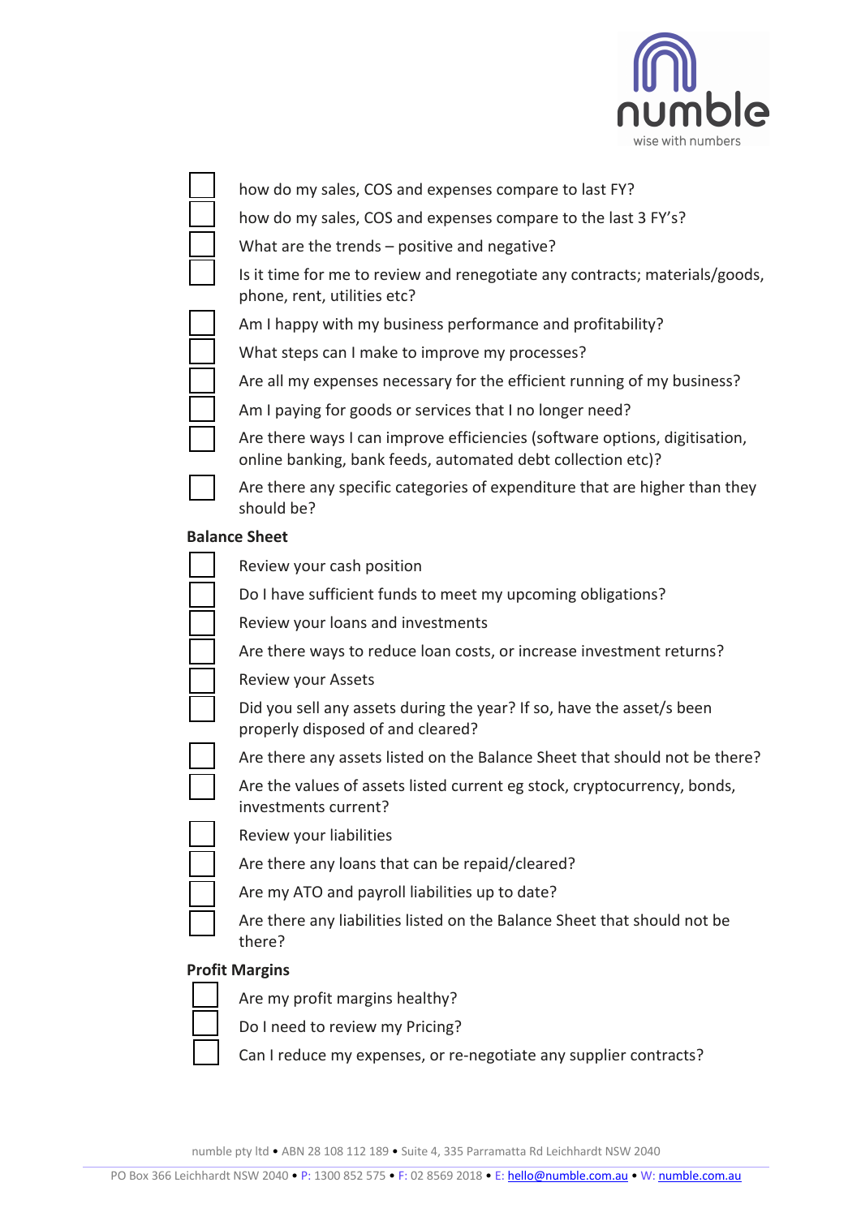- [ ] how do my sales, COS and expenses compare to last FY?
- [ ] how do my sales, COS and expenses compare to the last 3 FY's?
- [ ] What are the trends – positive and negative?
- [ ] Is it time for me to review and renegotiate any contracts; materials/goods, phone, rent, utilities etc?
- [ ] Am I happy with my business performance and profitability?
- [ ] What steps can I make to improve my processes?
- [ ] Are all my expenses necessary for the efficient running of my business?
- [ ] Am I paying for goods or services that I no longer need?
- [ ] Are there ways I can improve efficiencies (software options, digitisation, online banking, bank feeds, automated debt collection etc)?
- [ ] Are there any specific categories of expenditure that are higher than they should be?

**Balance Sheet**

- [ ] Review your cash position
- [ ] Do I have sufficient funds to meet my upcoming obligations?
- [ ] Review your loans and investments
- [ ] Are there ways to reduce loan costs, or increase investment returns?
- [ ] Review your Assets
- [ ] Did you sell any assets during the year? If so, have the asset/s been properly disposed of and cleared?
- [ ] Are there any assets listed on the Balance Sheet that should not be there?
- [ ] Are the values of assets listed current eg stock, cryptocurrency, bonds, investments current?
- [ ] Review your liabilities
- [ ] Are there any loans that can be repaid/cleared?
- [ ] Are my ATO and payroll liabilities up to date?
- [ ] Are there any liabilities listed on the Balance Sheet that should not be there?

**Profit Margins**

- [ ] Are my profit margins healthy?
- [ ] Do I need to review my Pricing?
- [ ] Can I reduce my expenses, or re-negotiate any supplier contracts?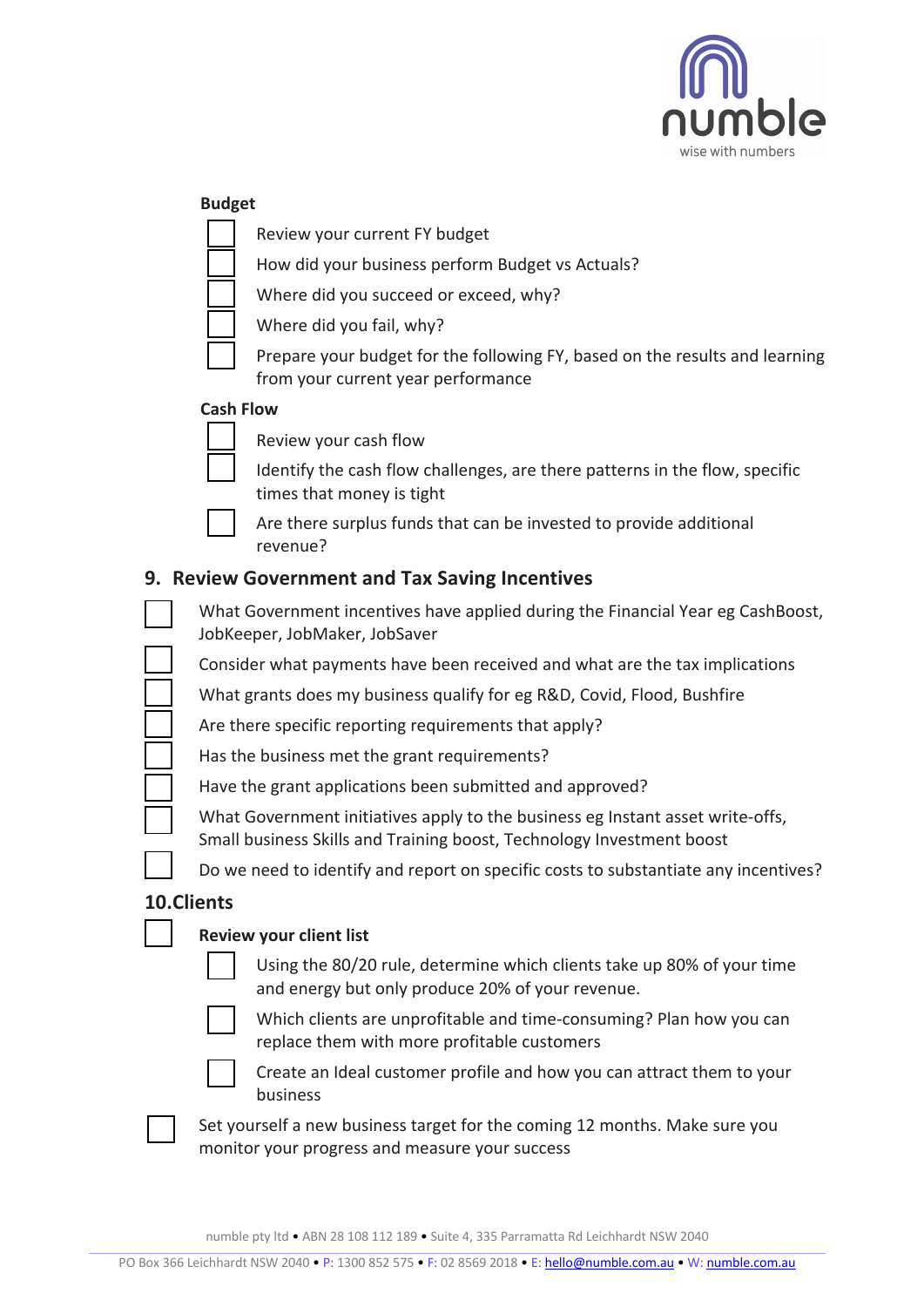**Budget**

- [ ] Review your current FY budget
- [ ] How did your business perform Budget vs Actuals?
- [ ] Where did you succeed or exceed, why?
- [ ] Where did you fail, why?
- [ ] Prepare your budget for the following FY, based on the results and learning from your current year performance

**Cash Flow**

- [ ] Review your cash flow
- [ ] Identify the cash flow challenges, are there patterns in the flow, specific times that money is tight
- [ ] Are there surplus funds that can be invested to provide additional revenue?

## 9. Review Government and Tax Saving Incentives

- [ ] What Government incentives have applied during the Financial Year eg CashBoost, JobKeeper, JobMaker, JobSaver
- [ ] Consider what payments have been received and what are the tax implications
- [ ] What grants does my business qualify for eg R&D, Covid, Flood, Bushfire
- [ ] Are there specific reporting requirements that apply?
- [ ] Has the business met the grant requirements?
- [ ] Have the grant applications been submitted and approved?
- [ ] What Government initiatives apply to the business eg Instant asset write-offs, Small business Skills and Training boost, Technology Investment boost
- [ ] Do we need to identify and report on specific costs to substantiate any incentives?

## 10. Clients

- [ ] **Review your client list**
  - [ ] Using the 80/20 rule, determine which clients take up 80% of your time and energy but only produce 20% of your revenue.
  - [ ] Which clients are unprofitable and time-consuming? Plan how you can replace them with more profitable customers
  - [ ] Create an Ideal customer profile and how you can attract them to your business
- [ ] Set yourself a new business target for the coming 12 months. Make sure you monitor your progress and measure your success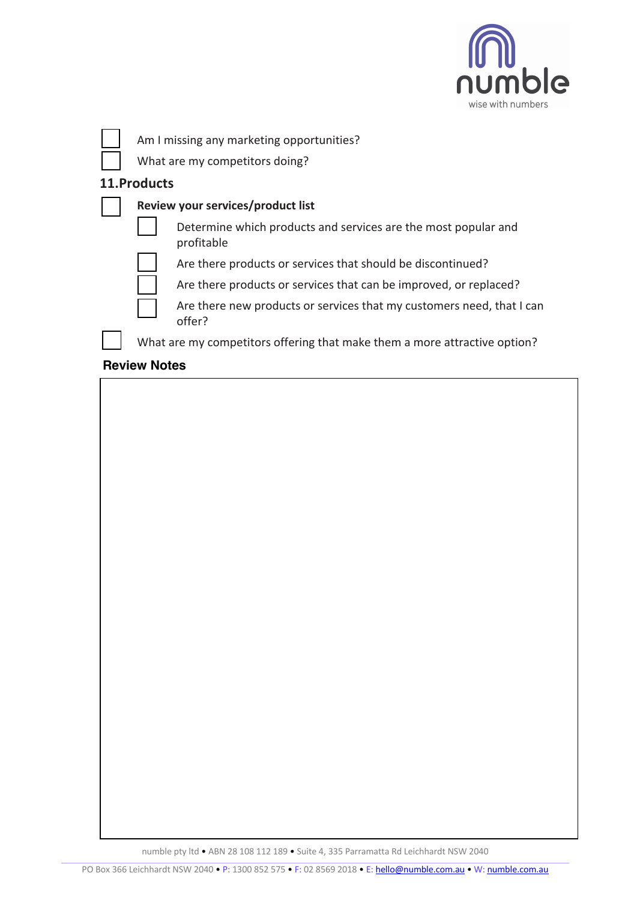- [ ] Am I missing any marketing opportunities?
- [ ] What are my competitors doing?

## 11.Products

- [ ] **Review your services/product list**
  - [ ] Determine which products and services are the most popular and profitable
  - [ ] Are there products or services that should be discontinued?
  - [ ] Are there products or services that can be improved, or replaced?
  - [ ] Are there new products or services that my customers need, that I can offer?
- [ ] What are my competitors offering that make them a more attractive option?

**Review Notes**

numble pty ltd • ABN 28 108 112 189 • Suite 4, 335 Parramatta Rd Leichhardt NSW 2040

PO Box 366 Leichhardt NSW 2040 • P: 1300 852 575 • F: 02 8569 2018 • E: hello@numble.com.au • W: numble.com.au